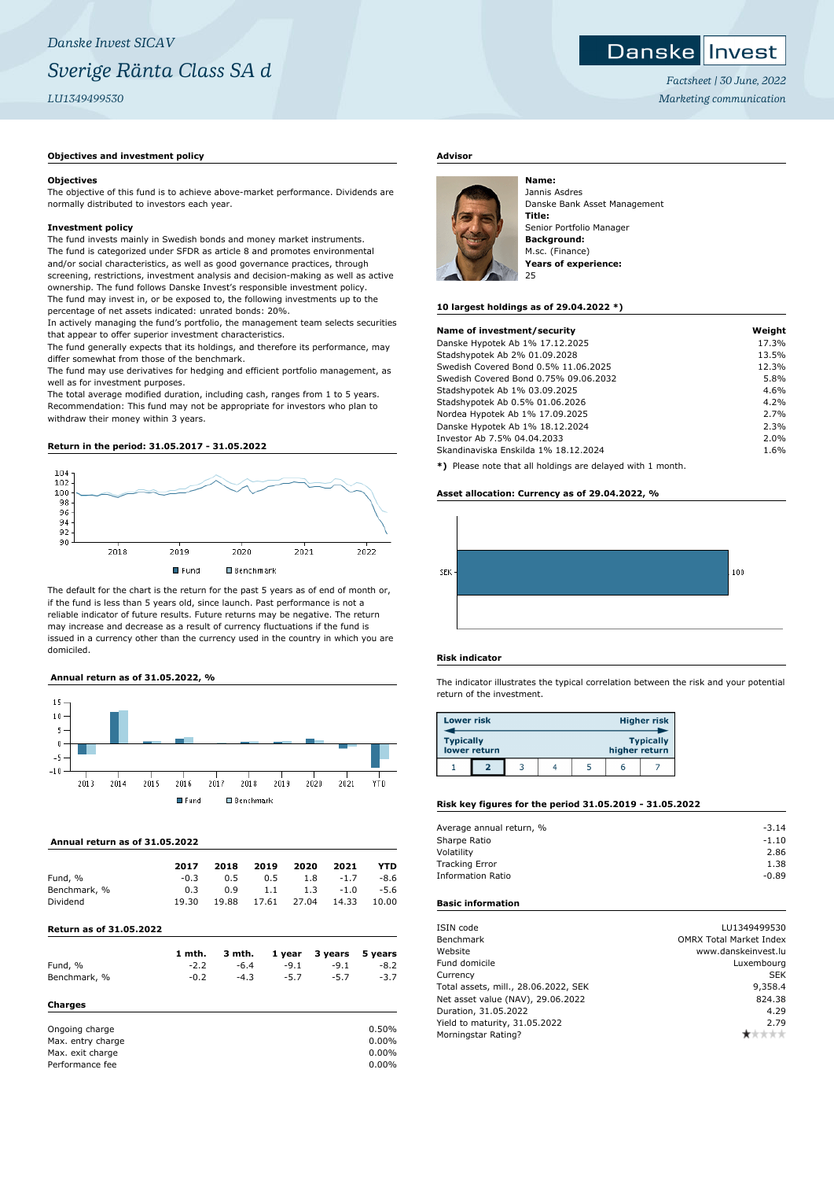Danske Invest SICAV

# Sverige Ränta Class SA d

LU1349499530

Factsheet | 30 June, 2022

Marketing communication

## Objectives and investment policy

### Objectives

The objective of this fund is to achieve above-market performance. Dividends are normally distributed to investors each year.

### Investment policy

The fund invests mainly in Swedish bonds and money market instruments.
The fund is categorized under SFDR as article 8 and promotes environmental and/or social characteristics, as well as good governance practices, through screening, restrictions, investment analysis and decision-making as well as active ownership. The fund follows Danske Invest's responsible investment policy.
The fund may invest in, or be exposed to, the following investments up to the percentage of net assets indicated: unrated bonds: 20%.
In actively managing the fund's portfolio, the management team selects securities that appear to offer superior investment characteristics.
The fund generally expects that its holdings, and therefore its performance, may differ somewhat from those of the benchmark.
The fund may use derivatives for hedging and efficient portfolio management, as well as for investment purposes.
The total average modified duration, including cash, ranges from 1 to 5 years.
Recommendation: This fund may not be appropriate for investors who plan to withdraw their money within 3 years.

## Return in the period: 31.05.2017 - 31.05.2022

Fund   Benchmark

The default for the chart is the return for the past 5 years as of end of month or, if the fund is less than 5 years old, since launch. Past performance is not a reliable indicator of future results. Future returns may be negative. The return may increase and decrease as a result of currency fluctuations if the fund is issued in a currency other than the currency used in the country in which you are domiciled.

## Annual return as of 31.05.2022, %

Fund   Benchmark

## Annual return as of 31.05.2022

| | 2017 | 2018 | 2019 | 2020 | 2021 | YTD |
|---|---|---|---|---|---|---|
| Fund, % | -0.3 | 0.5 | 0.5 | 1.8 | -1.7 | -8.6 |
| Benchmark, % | 0.3 | 0.9 | 1.1 | 1.3 | -1.0 | -5.6 |
| Dividend | 19.30 | 19.88 | 17.61 | 27.04 | 14.33 | 10.00 |

## Return as of 31.05.2022

| | 1 mth. | 3 mth. | 1 year | 3 years | 5 years |
|---|---|---|---|---|---|
| Fund, % | -2.2 | -6.4 | -9.1 | -9.1 | -8.2 |
| Benchmark, % | -0.2 | -4.3 | -5.7 | -5.7 | -3.7 |

## Charges

| | |
|---|---|
| Ongoing charge | 0.50% |
| Max. entry charge | 0.00% |
| Max. exit charge | 0.00% |
| Performance fee | 0.00% |

## Advisor

**Name:**
Jannis Asdres
Danske Bank Asset Management
**Title:**
Senior Portfolio Manager
**Background:**
M.sc. (Finance)
**Years of experience:**
25

## 10 largest holdings as of 29.04.2022 *)

| Name of investment/security | Weight |
|---|---|
| Danske Hypotek Ab 1% 17.12.2025 | 17.3% |
| Stadshypotek Ab 2% 01.09.2028 | 13.5% |
| Swedish Covered Bond 0.5% 11.06.2025 | 12.3% |
| Swedish Covered Bond 0.75% 09.06.2032 | 5.8% |
| Stadshypotek Ab 1% 03.09.2025 | 4.6% |
| Stadshypotek Ab 0.5% 01.06.2026 | 4.2% |
| Nordea Hypotek Ab 1% 17.09.2025 | 2.7% |
| Danske Hypotek Ab 1% 18.12.2024 | 2.3% |
| Investor Ab 7.5% 04.04.2033 | 2.0% |
| Skandinaviska Enskilda 1% 18.12.2024 | 1.6% |

*) Please note that all holdings are delayed with 1 month.

## Asset allocation: Currency as of 29.04.2022, %

SEK 100

## Risk indicator

The indicator illustrates the typical correlation between the risk and your potential return of the investment.

| Lower risk | | | | | | Higher risk |
|---|---|---|---|---|---|---|
| Typically lower return | | | | | | Typically higher return |
| 1 | **2** | 3 | 4 | 5 | 6 | 7 |

## Risk key figures for the period 31.05.2019 - 31.05.2022

| | |
|---|---|
| Average annual return, % | -3.14 |
| Sharpe Ratio | -1.10 |
| Volatility | 2.86 |
| Tracking Error | 1.38 |
| Information Ratio | -0.89 |

## Basic information

| | |
|---|---|
| ISIN code | LU1349499530 |
| Benchmark | OMRX Total Market Index |
| Website | www.danskeinvest.lu |
| Fund domicile | Luxembourg |
| Currency | SEK |
| Total assets, mill., 28.06.2022, SEK | 9,358.4 |
| Net asset value (NAV), 29.06.2022 | 824.38 |
| Duration, 31.05.2022 | 4.29 |
| Yield to maturity, 31.05.2022 | 2.79 |
| Morningstar Rating? | ★ |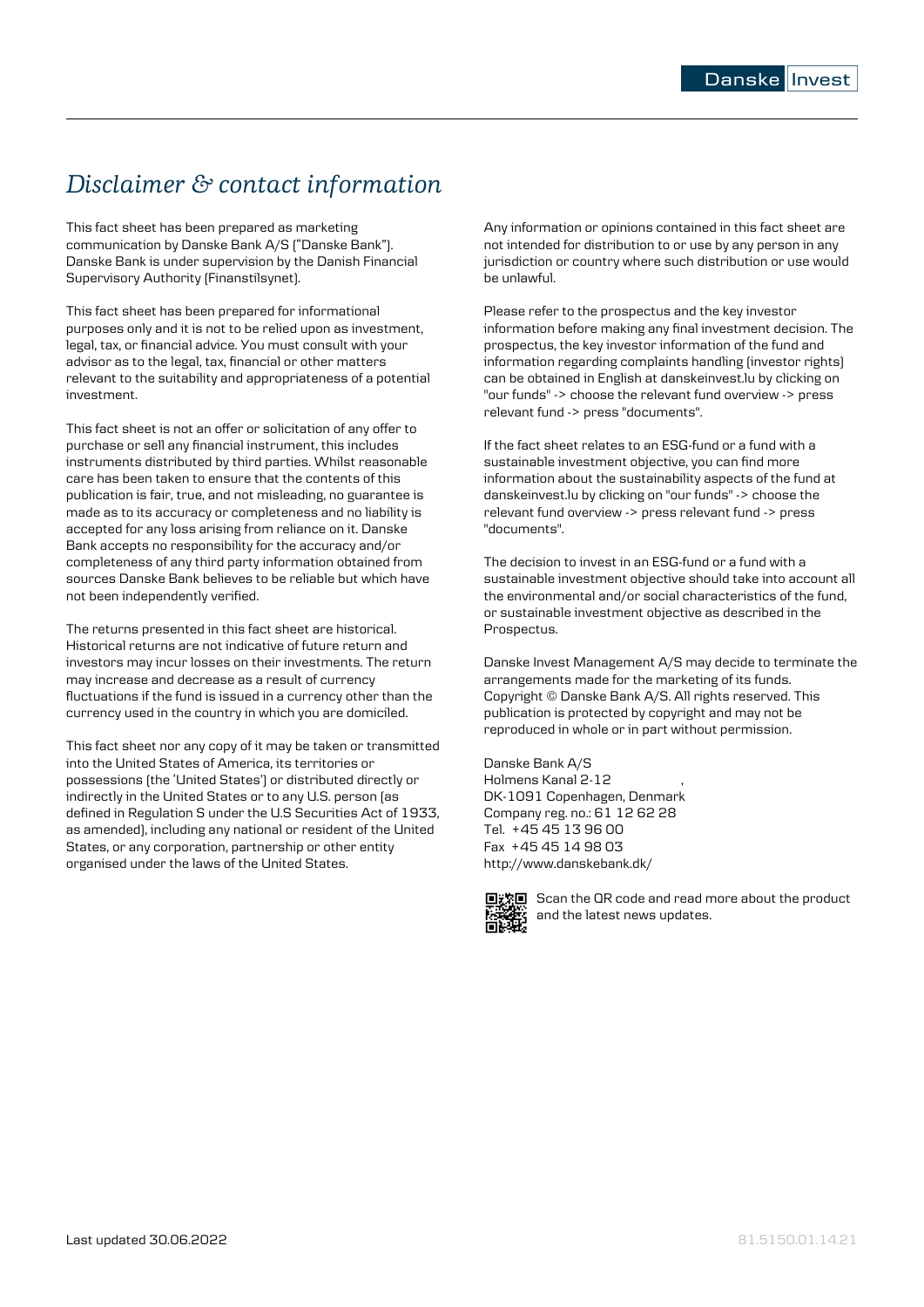# *Disclaimer & contact information*

This fact sheet has been prepared as marketing communication by Danske Bank A/S ("Danske Bank"). Danske Bank is under supervision by the Danish Financial Supervisory Authority (Finanstilsynet).

This fact sheet has been prepared for informational purposes only and it is not to be relied upon as investment, legal, tax, or financial advice. You must consult with your advisor as to the legal, tax, financial or other matters relevant to the suitability and appropriateness of a potential investment.

This fact sheet is not an offer or solicitation of any offer to purchase or sell any financial instrument, this includes instruments distributed by third parties. Whilst reasonable care has been taken to ensure that the contents of this publication is fair, true, and not misleading, no guarantee is made as to its accuracy or completeness and no liability is accepted for any loss arising from reliance on it. Danske Bank accepts no responsibility for the accuracy and/or completeness of any third party information obtained from sources Danske Bank believes to be reliable but which have not been independently verified.

The returns presented in this fact sheet are historical. Historical returns are not indicative of future return and investors may incur losses on their investments. The return may increase and decrease as a result of currency fluctuations if the fund is issued in a currency other than the currency used in the country in which you are domiciled.

This fact sheet nor any copy of it may be taken or transmitted into the United States of America, its territories or possessions (the 'United States') or distributed directly or indirectly in the United States or to any U.S. person (as defined in Regulation S under the U.S Securities Act of 1933, as amended), including any national or resident of the United States, or any corporation, partnership or other entity organised under the laws of the United States.

Any information or opinions contained in this fact sheet are not intended for distribution to or use by any person in any jurisdiction or country where such distribution or use would be unlawful.

Please refer to the prospectus and the key investor information before making any final investment decision. The prospectus, the key investor information of the fund and information regarding complaints handling (investor rights) can be obtained in English at danskeinvest.lu by clicking on "our funds" -> choose the relevant fund overview -> press relevant fund -> press "documents".

If the fact sheet relates to an ESG-fund or a fund with a sustainable investment objective, you can find more information about the sustainability aspects of the fund at danskeinvest.lu by clicking on "our funds" -> choose the relevant fund overview -> press relevant fund -> press "documents".

The decision to invest in an ESG-fund or a fund with a sustainable investment objective should take into account all the environmental and/or social characteristics of the fund, or sustainable investment objective as described in the Prospectus.

Danske Invest Management A/S may decide to terminate the arrangements made for the marketing of its funds. Copyright © Danske Bank A/S. All rights reserved. This publication is protected by copyright and may not be reproduced in whole or in part without permission.

Danske Bank A/S
Holmens Kanal 2-12
DK-1091 Copenhagen, Denmark
Company reg. no.: 61 12 62 28
Tel. +45 45 13 96 00
Fax +45 45 14 98 03
http://www.danskebank.dk/

Scan the QR code and read more about the product and the latest news updates.

Last updated 30.06.2022

81.5150.01.14.21